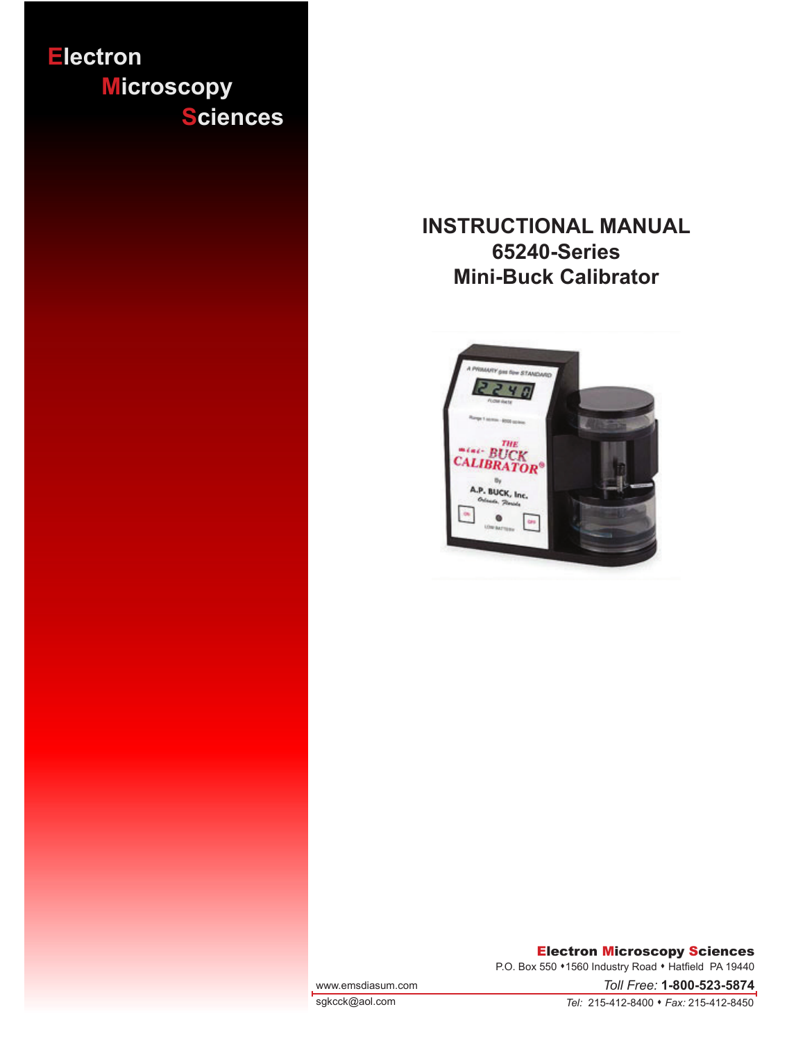Electron
Microscopy
Sciences

# INSTRUCTIONAL MANUAL
## 65240-Series
## Mini-Buck Calibrator

**Electron Microscopy Sciences**
P.O. Box 550 • 1560 Industry Road • Hatfield PA 19440

www.emsdiasum.com
sgkcck@aol.com

*Toll Free:* **1-800-523-5874**
*Tel:* 215-412-8400 • *Fax:* 215-412-8450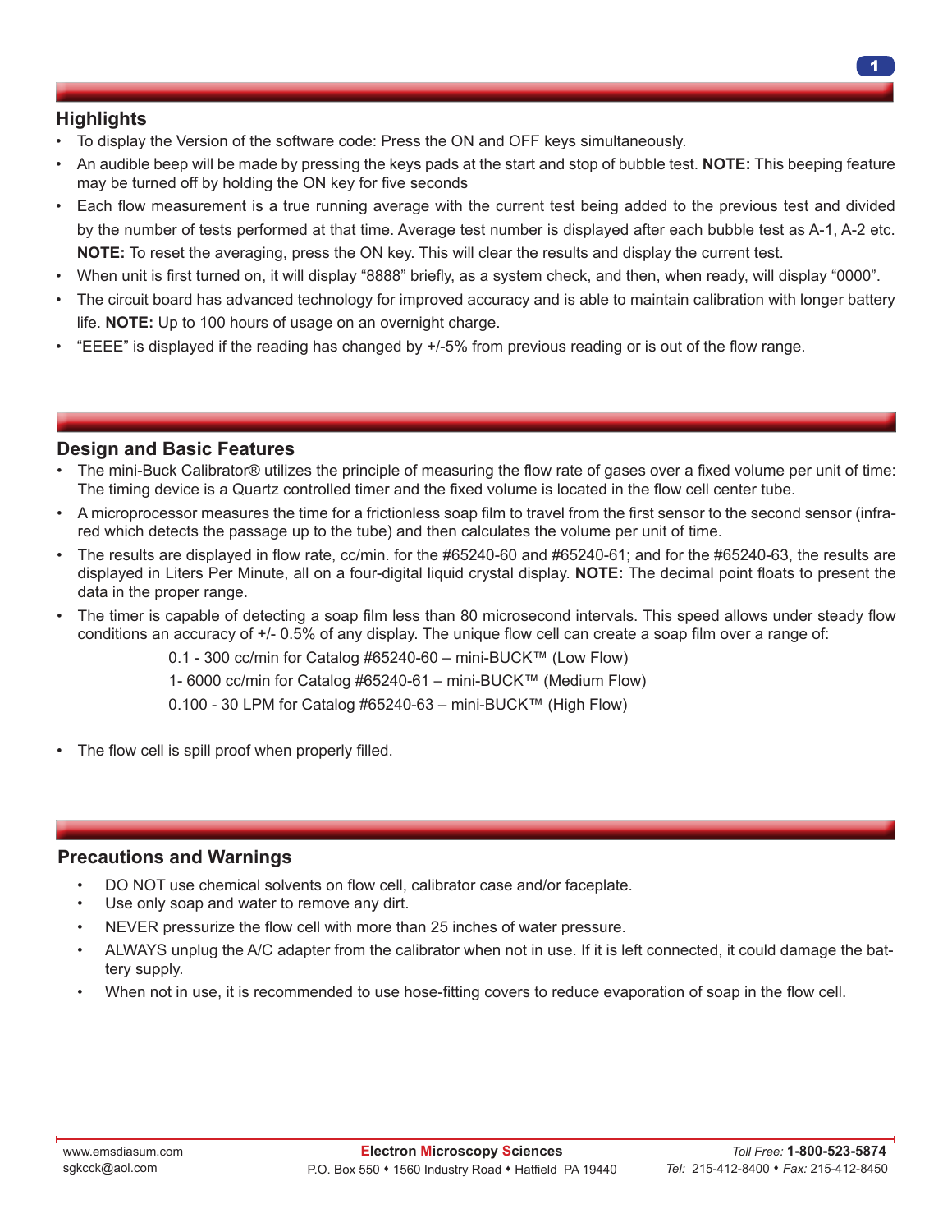## Highlights

- To display the Version of the software code: Press the ON and OFF keys simultaneously.
- An audible beep will be made by pressing the keys pads at the start and stop of bubble test. **NOTE:** This beeping feature may be turned off by holding the ON key for five seconds
- Each flow measurement is a true running average with the current test being added to the previous test and divided by the number of tests performed at that time. Average test number is displayed after each bubble test as A-1, A-2 etc. **NOTE:** To reset the averaging, press the ON key. This will clear the results and display the current test.
- When unit is first turned on, it will display "8888" briefly, as a system check, and then, when ready, will display "0000".
- The circuit board has advanced technology for improved accuracy and is able to maintain calibration with longer battery life. **NOTE:** Up to 100 hours of usage on an overnight charge.
- "EEEE" is displayed if the reading has changed by +/-5% from previous reading or is out of the flow range.

## Design and Basic Features

- The mini-Buck Calibrator® utilizes the principle of measuring the flow rate of gases over a fixed volume per unit of time: The timing device is a Quartz controlled timer and the fixed volume is located in the flow cell center tube.
- A microprocessor measures the time for a frictionless soap film to travel from the first sensor to the second sensor (infra-red which detects the passage up to the tube) and then calculates the volume per unit of time.
- The results are displayed in flow rate, cc/min. for the #65240-60 and #65240-61; and for the #65240-63, the results are displayed in Liters Per Minute, all on a four-digital liquid crystal display. **NOTE:** The decimal point floats to present the data in the proper range.
- The timer is capable of detecting a soap film less than 80 microsecond intervals. This speed allows under steady flow conditions an accuracy of +/- 0.5% of any display. The unique flow cell can create a soap film over a range of:

  0.1 - 300 cc/min for Catalog #65240-60 – mini-BUCK™ (Low Flow)

  1- 6000 cc/min for Catalog #65240-61 – mini-BUCK™ (Medium Flow)

  0.100 - 30 LPM for Catalog #65240-63 – mini-BUCK™ (High Flow)

- The flow cell is spill proof when properly filled.

## Precautions and Warnings

- DO NOT use chemical solvents on flow cell, calibrator case and/or faceplate.
- Use only soap and water to remove any dirt.
- NEVER pressurize the flow cell with more than 25 inches of water pressure.
- ALWAYS unplug the A/C adapter from the calibrator when not in use. If it is left connected, it could damage the battery supply.
- When not in use, it is recommended to use hose-fitting covers to reduce evaporation of soap in the flow cell.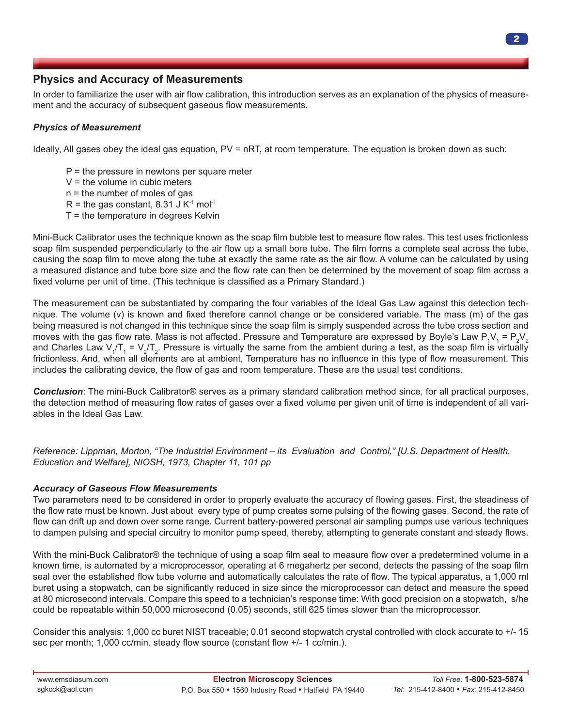## Physics and Accuracy of Measurements

In order to familiarize the user with air flow calibration, this introduction serves as an explanation of the physics of measurement and the accuracy of subsequent gaseous flow measurements.

### *Physics of Measurement*

Ideally, All gases obey the ideal gas equation, PV = nRT, at room temperature. The equation is broken down as such:

P = the pressure in newtons per square meter
V = the volume in cubic meters
n = the number of moles of gas
R = the gas constant, 8.31 J $K^{-1}$ $mol^{-1}$
T = the temperature in degrees Kelvin

Mini-Buck Calibrator uses the technique known as the soap film bubble test to measure flow rates. This test uses frictionless soap film suspended perpendicularly to the air flow up a small bore tube. The film forms a complete seal across the tube, causing the soap film to move along the tube at exactly the same rate as the air flow. A volume can be calculated by using a measured distance and tube bore size and the flow rate can then be determined by the movement of soap film across a fixed volume per unit of time. (This technique is classified as a Primary Standard.)

The measurement can be substantiated by comparing the four variables of the Ideal Gas Law against this detection technique. The volume (v) is known and fixed therefore cannot change or be considered variable. The mass (m) of the gas being measured is not changed in this technique since the soap film is simply suspended across the tube cross section and moves with the gas flow rate. Mass is not affected. Pressure and Temperature are expressed by Boyle's Law $P_1V_1 = P_2V_2$ and Charles Law $V_1/T_1 = V_2/T_2$. Pressure is virtually the same from the ambient during a test, as the soap film is virtually frictionless. And, when all elements are at ambient, Temperature has no influence in this type of flow measurement. This includes the calibrating device, the flow of gas and room temperature. These are the usual test conditions.

***Conclusion***: The mini-Buck Calibrator® serves as a primary standard calibration method since, for all practical purposes, the detection method of measuring flow rates of gases over a fixed volume per given unit of time is independent of all variables in the Ideal Gas Law.

*Reference: Lippman, Morton, "The Industrial Environment – its Evaluation and Control," [U.S. Department of Health, Education and Welfare], NIOSH, 1973, Chapter 11, 101 pp*

### *Accuracy of Gaseous Flow Measurements*

Two parameters need to be considered in order to properly evaluate the accuracy of flowing gases. First, the steadiness of the flow rate must be known. Just about every type of pump creates some pulsing of the flowing gases. Second, the rate of flow can drift up and down over some range. Current battery-powered personal air sampling pumps use various techniques to dampen pulsing and special circuitry to monitor pump speed, thereby, attempting to generate constant and steady flows.

With the mini-Buck Calibrator® the technique of using a soap film seal to measure flow over a predetermined volume in a known time, is automated by a microprocessor, operating at 6 megahertz per second, detects the passing of the soap film seal over the established flow tube volume and automatically calculates the rate of flow. The typical apparatus, a 1,000 ml buret using a stopwatch, can be significantly reduced in size since the microprocessor can detect and measure the speed at 80 microsecond intervals. Compare this speed to a technician's response time: With good precision on a stopwatch, s/he could be repeatable within 50,000 microsecond (0.05) seconds, still 625 times slower than the microprocessor.

Consider this analysis: 1,000 cc buret NIST traceable; 0.01 second stopwatch crystal controlled with clock accurate to +/- 15 sec per month; 1,000 cc/min. steady flow source (constant flow +/- 1 cc/min.).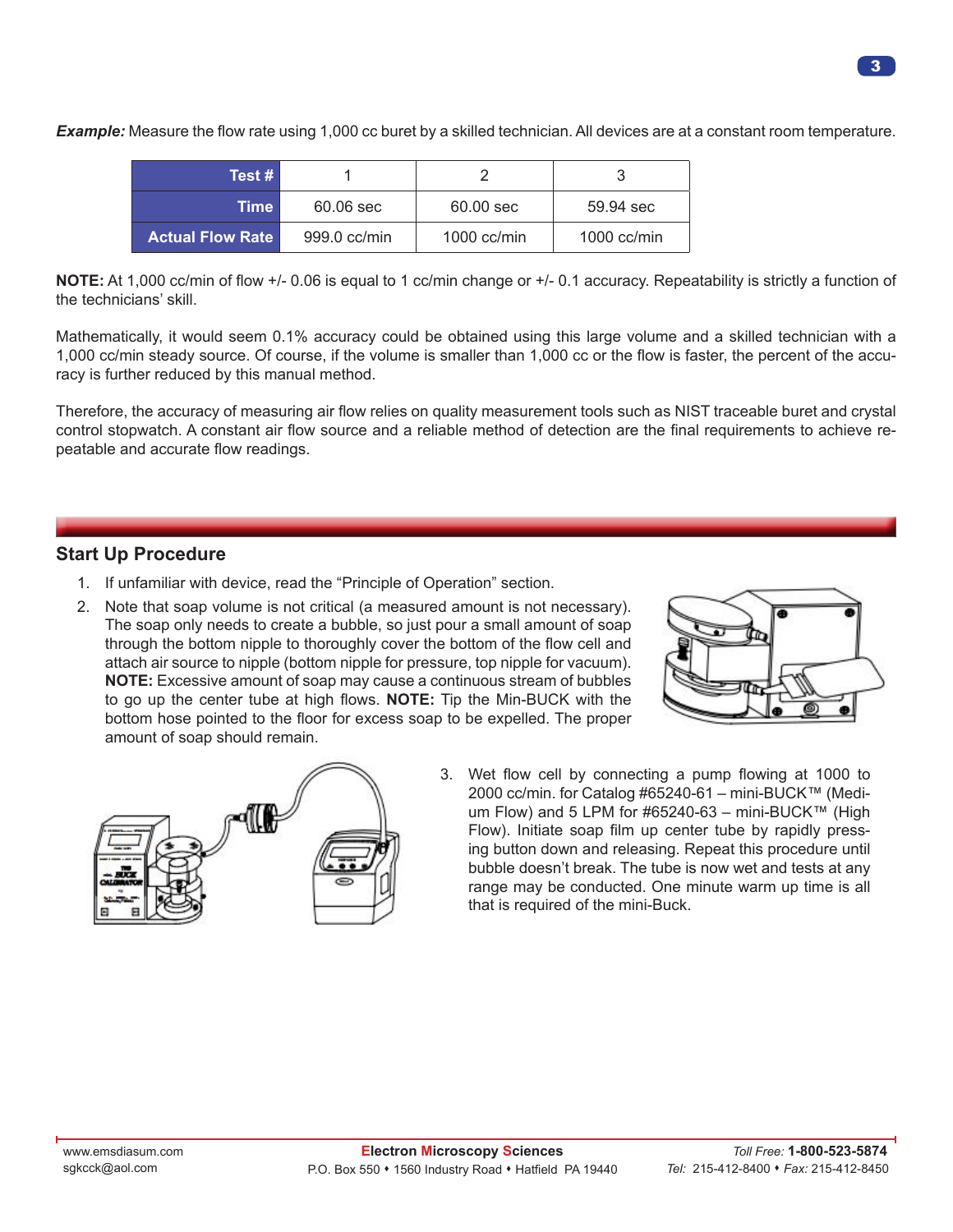***Example:*** Measure the flow rate using 1,000 cc buret by a skilled technician. All devices are at a constant room temperature.

| Test # | 1 | 2 | 3 |
|---|---|---|---|
| Time | 60.06 sec | 60.00 sec | 59.94 sec |
| Actual Flow Rate | 999.0 cc/min | 1000 cc/min | 1000 cc/min |

**NOTE:** At 1,000 cc/min of flow +/- 0.06 is equal to 1 cc/min change or +/- 0.1 accuracy. Repeatability is strictly a function of the technicians' skill.

Mathematically, it would seem 0.1% accuracy could be obtained using this large volume and a skilled technician with a 1,000 cc/min steady source. Of course, if the volume is smaller than 1,000 cc or the flow is faster, the percent of the accuracy is further reduced by this manual method.

Therefore, the accuracy of measuring air flow relies on quality measurement tools such as NIST traceable buret and crystal control stopwatch. A constant air flow source and a reliable method of detection are the final requirements to achieve repeatable and accurate flow readings.

## Start Up Procedure

1. If unfamiliar with device, read the "Principle of Operation" section.
2. Note that soap volume is not critical (a measured amount is not necessary). The soap only needs to create a bubble, so just pour a small amount of soap through the bottom nipple to thoroughly cover the bottom of the flow cell and attach air source to nipple (bottom nipple for pressure, top nipple for vacuum). **NOTE:** Excessive amount of soap may cause a continuous stream of bubbles to go up the center tube at high flows. **NOTE:** Tip the Min-BUCK with the bottom hose pointed to the floor for excess soap to be expelled. The proper amount of soap should remain.
3. Wet flow cell by connecting a pump flowing at 1000 to 2000 cc/min. for Catalog #65240-61 – mini-BUCK™ (Medium Flow) and 5 LPM for #65240-63 – mini-BUCK™ (High Flow). Initiate soap film up center tube by rapidly pressing button down and releasing. Repeat this procedure until bubble doesn't break. The tube is now wet and tests at any range may be conducted. One minute warm up time is all that is required of the mini-Buck.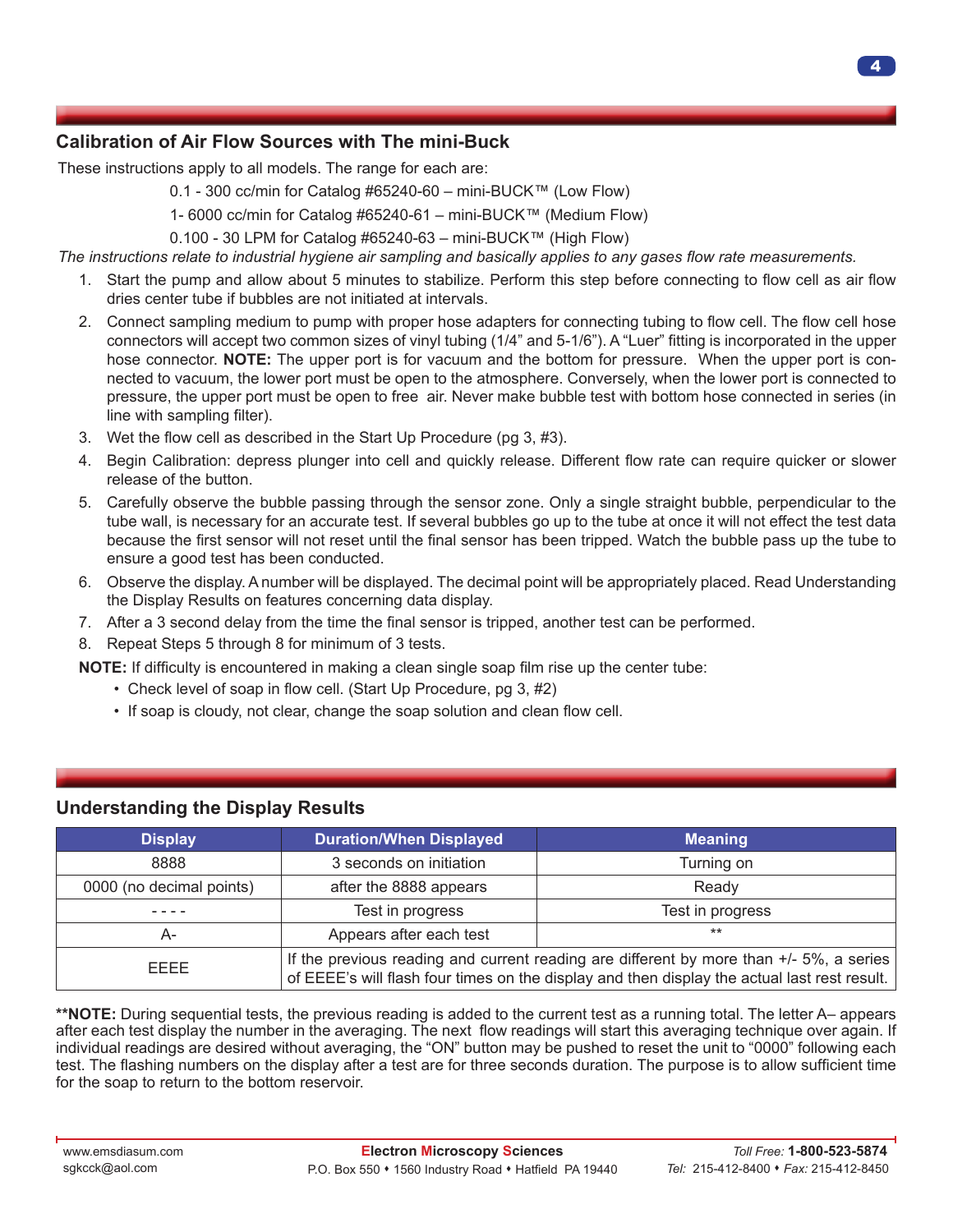## Calibration of Air Flow Sources with The mini-Buck

These instructions apply to all models. The range for each are:

0.1 - 300 cc/min for Catalog #65240-60 – mini-BUCK™ (Low Flow)

1- 6000 cc/min for Catalog #65240-61 – mini-BUCK™ (Medium Flow)

0.100 - 30 LPM for Catalog #65240-63 – mini-BUCK™ (High Flow)

*The instructions relate to industrial hygiene air sampling and basically applies to any gases flow rate measurements.*

1. Start the pump and allow about 5 minutes to stabilize. Perform this step before connecting to flow cell as air flow dries center tube if bubbles are not initiated at intervals.
2. Connect sampling medium to pump with proper hose adapters for connecting tubing to flow cell. The flow cell hose connectors will accept two common sizes of vinyl tubing (1/4" and 5-1/6"). A "Luer" fitting is incorporated in the upper hose connector. **NOTE:** The upper port is for vacuum and the bottom for pressure. When the upper port is connected to vacuum, the lower port must be open to the atmosphere. Conversely, when the lower port is connected to pressure, the upper port must be open to free air. Never make bubble test with bottom hose connected in series (in line with sampling filter).
3. Wet the flow cell as described in the Start Up Procedure (pg 3, #3).
4. Begin Calibration: depress plunger into cell and quickly release. Different flow rate can require quicker or slower release of the button.
5. Carefully observe the bubble passing through the sensor zone. Only a single straight bubble, perpendicular to the tube wall, is necessary for an accurate test. If several bubbles go up to the tube at once it will not effect the test data because the first sensor will not reset until the final sensor has been tripped. Watch the bubble pass up the tube to ensure a good test has been conducted.
6. Observe the display. A number will be displayed. The decimal point will be appropriately placed. Read Understanding the Display Results on features concerning data display.
7. After a 3 second delay from the time the final sensor is tripped, another test can be performed.
8. Repeat Steps 5 through 8 for minimum of 3 tests.

**NOTE:** If difficulty is encountered in making a clean single soap film rise up the center tube:

- Check level of soap in flow cell. (Start Up Procedure, pg 3, #2)
- If soap is cloudy, not clear, change the soap solution and clean flow cell.

## Understanding the Display Results

| Display | Duration/When Displayed | Meaning |
|---|---|---|
| 8888 | 3 seconds on initiation | Turning on |
| 0000 (no decimal points) | after the 8888 appears | Ready |
| - - - - | Test in progress | Test in progress |
| A- | Appears after each test | ** |
| EEEE | If the previous reading and current reading are different by more than +/- 5%, a series of EEEE's will flash four times on the display and then display the actual last rest result. | |

****NOTE:** During sequential tests, the previous reading is added to the current test as a running total. The letter A– appears after each test display the number in the averaging. The next flow readings will start this averaging technique over again. If individual readings are desired without averaging, the "ON" button may be pushed to reset the unit to "0000" following each test. The flashing numbers on the display after a test are for three seconds duration. The purpose is to allow sufficient time for the soap to return to the bottom reservoir.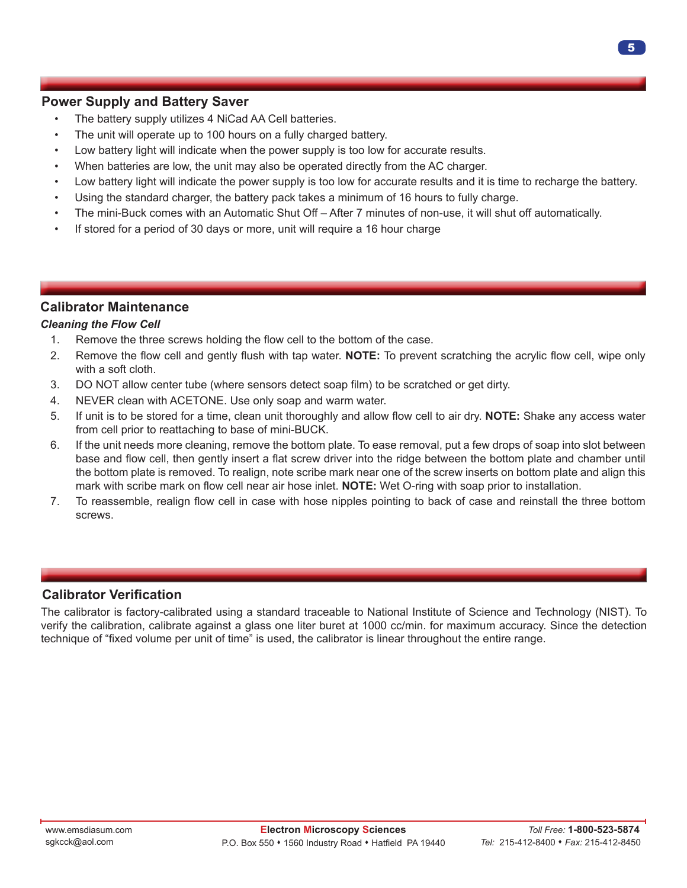## Power Supply and Battery Saver

- The battery supply utilizes 4 NiCad AA Cell batteries.
- The unit will operate up to 100 hours on a fully charged battery.
- Low battery light will indicate when the power supply is too low for accurate results.
- When batteries are low, the unit may also be operated directly from the AC charger.
- Low battery light will indicate the power supply is too low for accurate results and it is time to recharge the battery.
- Using the standard charger, the battery pack takes a minimum of 16 hours to fully charge.
- The mini-Buck comes with an Automatic Shut Off – After 7 minutes of non-use, it will shut off automatically.
- If stored for a period of 30 days or more, unit will require a 16 hour charge

## Calibrator Maintenance

***Cleaning the Flow Cell***

1. Remove the three screws holding the flow cell to the bottom of the case.
2. Remove the flow cell and gently flush with tap water. **NOTE:** To prevent scratching the acrylic flow cell, wipe only with a soft cloth.
3. DO NOT allow center tube (where sensors detect soap film) to be scratched or get dirty.
4. NEVER clean with ACETONE. Use only soap and warm water.
5. If unit is to be stored for a time, clean unit thoroughly and allow flow cell to air dry. **NOTE:** Shake any access water from cell prior to reattaching to base of mini-BUCK.
6. If the unit needs more cleaning, remove the bottom plate. To ease removal, put a few drops of soap into slot between base and flow cell, then gently insert a flat screw driver into the ridge between the bottom plate and chamber until the bottom plate is removed. To realign, note scribe mark near one of the screw inserts on bottom plate and align this mark with scribe mark on flow cell near air hose inlet. **NOTE:** Wet O-ring with soap prior to installation.
7. To reassemble, realign flow cell in case with hose nipples pointing to back of case and reinstall the three bottom screws.

## Calibrator Verification

The calibrator is factory-calibrated using a standard traceable to National Institute of Science and Technology (NIST). To verify the calibration, calibrate against a glass one liter buret at 1000 cc/min. for maximum accuracy. Since the detection technique of "fixed volume per unit of time" is used, the calibrator is linear throughout the entire range.

www.emsdiasum.com
sgkcck@aol.com

**Electron Microscopy Sciences**
P.O. Box 550 • 1560 Industry Road • Hatfield PA 19440

*Toll Free:* **1-800-523-5874**
*Tel:* 215-412-8400 • *Fax:* 215-412-8450